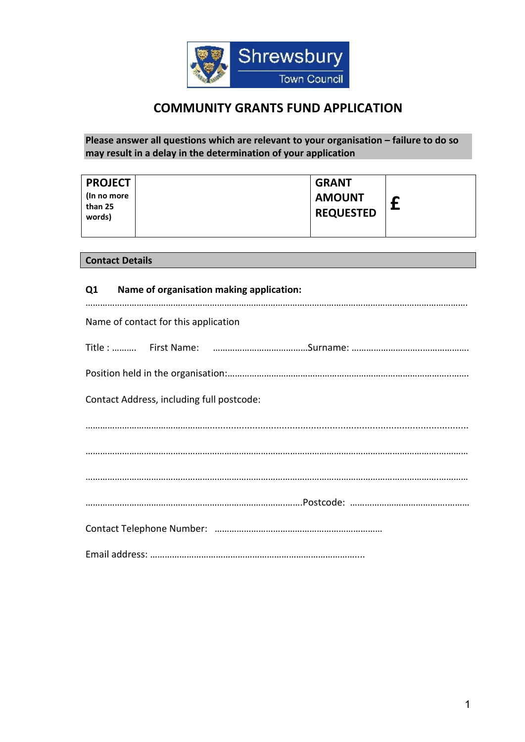# COMMUNITY GRANTS FUND APPLICATION

**Please answer all questions which are relevant to your organisation – failure to do so may result in a delay in the determination of your application**

| **PROJECT** (In no more than 25 words) | | **GRANT AMOUNT REQUESTED** | **£** |
|---|---|---|---|

**Contact Details**

**Q1 Name of organisation making application:**

………………………………………………………………………………………………………………………………………………

Name of contact for this application

Title : ………. First Name: …………………………………Surname: ………………………………………….

Position held in the organisation:……………………………………………………………………………………

Contact Address, including full postcode:

………………………………………………………………………………………………………………………………………………

………………………………………………………………………………………………………………………………………………

………………………………………………………………………………………………………………………………………………

……………………………………………………………………………Postcode: ……………………………………….

Contact Telephone Number: ……………………………………………………………

Email address: ……………………………………………………………………………..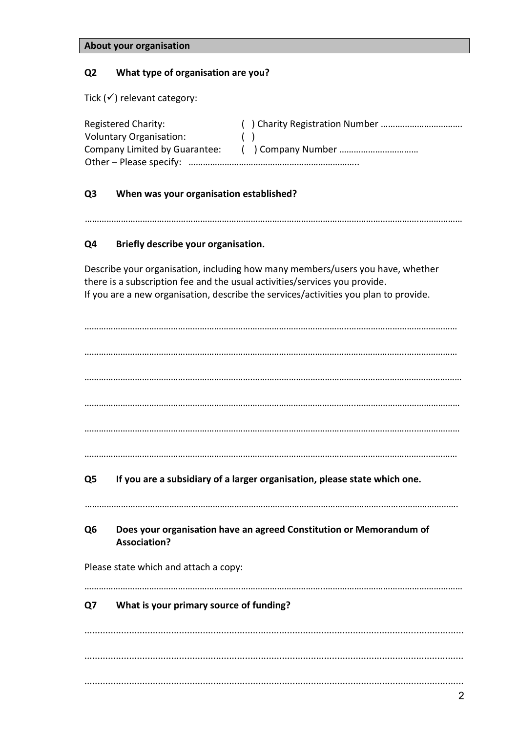## About your organisation

**Q2 What type of organisation are you?**

Tick (✓) relevant category:

Registered Charity: ( ) Charity Registration Number ……………………………

Voluntary Organisation: ( )

Company Limited by Guarantee: ( ) Company Number ……………………………

Other – Please specify: ……………………………………………………………

**Q3 When was your organisation established?**

……………………………………………………………………………………………………………………………

**Q4 Briefly describe your organisation.**

Describe your organisation, including how many members/users you have, whether there is a subscription fee and the usual activities/services you provide.
If you are a new organisation, describe the services/activities you plan to provide.

……………………………………………………………………………………………………………………………

……………………………………………………………………………………………………………………………

……………………………………………………………………………………………………………………………

……………………………………………………………………………………………………………………………

……………………………………………………………………………………………………………………………

……………………………………………………………………………………………………………………………

**Q5 If you are a subsidiary of a larger organisation, please state which one.**

……………………………………………………………………………………………………………………………

**Q6 Does your organisation have an agreed Constitution or Memorandum of Association?**

Please state which and attach a copy:

……………………………………………………………………………………………………………………………

**Q7 What is your primary source of funding?**

……………………………………………………………………………………………………………………………

……………………………………………………………………………………………………………………………

……………………………………………………………………………………………………………………………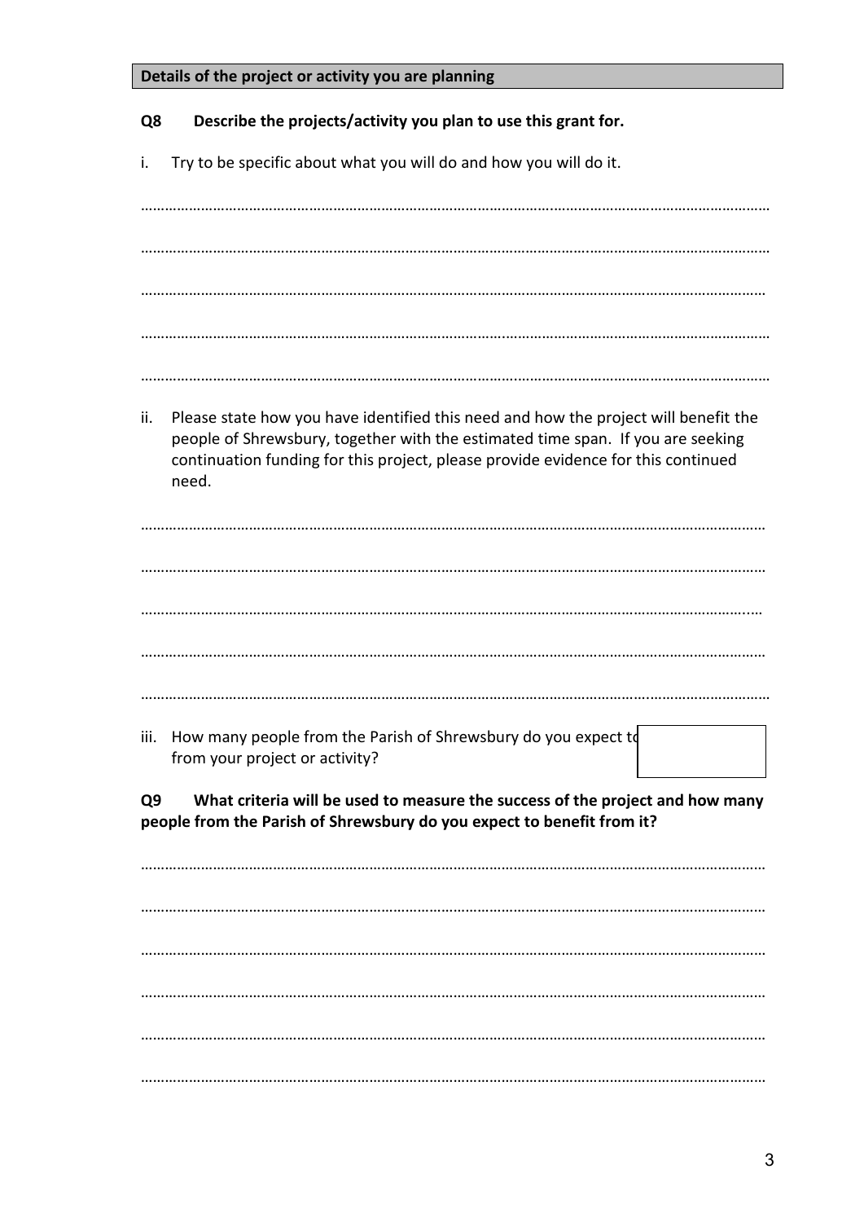## Details of the project or activity you are planning

**Q8 Describe the projects/activity you plan to use this grant for.**

i. Try to be specific about what you will do and how you will do it.

…………………………………………………………………………………………………………………………………………

…………………………………………………………………………………………………………………………………………

…………………………………………………………………………………………………………………………………………

…………………………………………………………………………………………………………………………………………

…………………………………………………………………………………………………………………………………………

ii. Please state how you have identified this need and how the project will benefit the people of Shrewsbury, together with the estimated time span. If you are seeking continuation funding for this project, please provide evidence for this continued need.

…………………………………………………………………………………………………………………………………………

…………………………………………………………………………………………………………………………………………

…………………………………………………………………………………………………………………………………………

…………………………………………………………………………………………………………………………………………

…………………………………………………………………………………………………………………………………………

iii. How many people from the Parish of Shrewsbury do you expect to from your project or activity?

| |
|---|
| |

**Q9 What criteria will be used to measure the success of the project and how many people from the Parish of Shrewsbury do you expect to benefit from it?**

…………………………………………………………………………………………………………………………………………

…………………………………………………………………………………………………………………………………………

…………………………………………………………………………………………………………………………………………

…………………………………………………………………………………………………………………………………………

…………………………………………………………………………………………………………………………………………

…………………………………………………………………………………………………………………………………………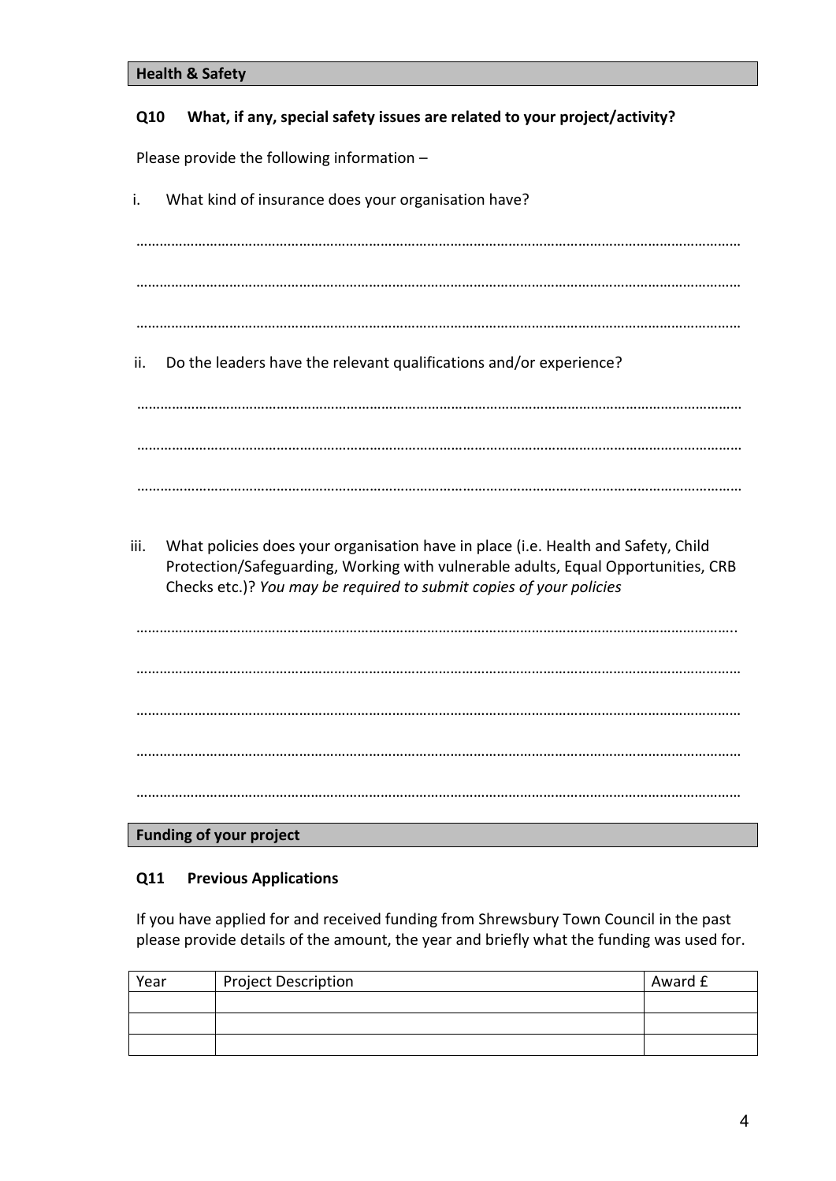## Health & Safety

**Q10 What, if any, special safety issues are related to your project/activity?**

Please provide the following information –

i. What kind of insurance does your organisation have?

…………………………………………………………………………………………………………………………………………

…………………………………………………………………………………………………………………………………………

…………………………………………………………………………………………………………………………………………

ii. Do the leaders have the relevant qualifications and/or experience?

…………………………………………………………………………………………………………………………………………

…………………………………………………………………………………………………………………………………………

…………………………………………………………………………………………………………………………………………

iii. What policies does your organisation have in place (i.e. Health and Safety, Child Protection/Safeguarding, Working with vulnerable adults, Equal Opportunities, CRB Checks etc.)? *You may be required to submit copies of your policies*

…………………………………………………………………………………………………………………………………………

…………………………………………………………………………………………………………………………………………

…………………………………………………………………………………………………………………………………………

…………………………………………………………………………………………………………………………………………

…………………………………………………………………………………………………………………………………………

## Funding of your project

**Q11 Previous Applications**

If you have applied for and received funding from Shrewsbury Town Council in the past please provide details of the amount, the year and briefly what the funding was used for.

| Year | Project Description | Award £ |
|---|---|---|
| | | |
| | | |
| | | |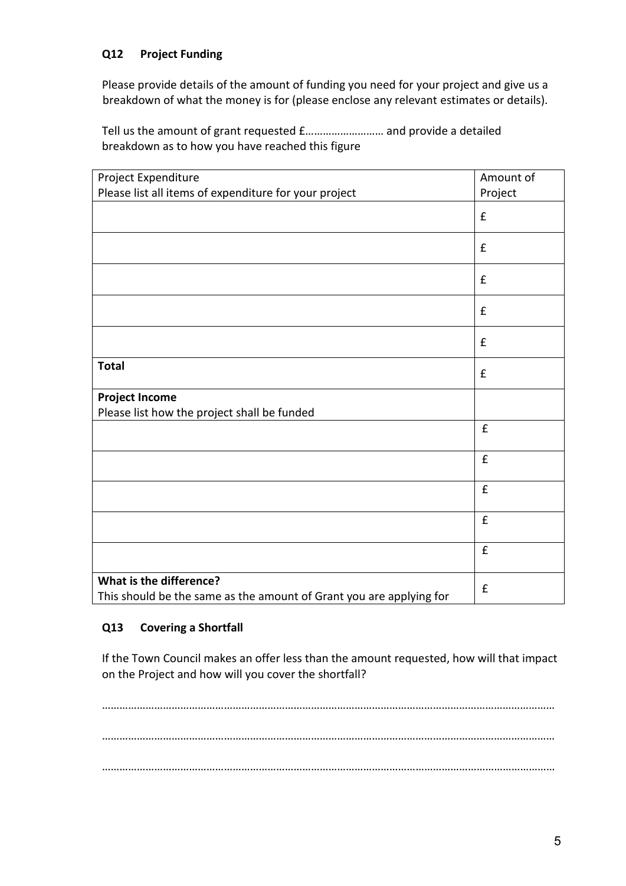### Q12 Project Funding

Please provide details of the amount of funding you need for your project and give us a breakdown of what the money is for (please enclose any relevant estimates or details).

Tell us the amount of grant requested £……………………… and provide a detailed breakdown as to how you have reached this figure

| Project Expenditure<br>Please list all items of expenditure for your project | Amount of Project |
|---|---|
| | £ |
| | £ |
| | £ |
| | £ |
| | £ |
| **Total** | £ |
| **Project Income**<br>Please list how the project shall be funded | |
| | £ |
| | £ |
| | £ |
| | £ |
| | £ |
| **What is the difference?**<br>This should be the same as the amount of Grant you are applying for | £ |

### Q13 Covering a Shortfall

If the Town Council makes an offer less than the amount requested, how will that impact on the Project and how will you cover the shortfall?

……………………………………………………………………………………………………………………………………

……………………………………………………………………………………………………………………………………

……………………………………………………………………………………………………………………………………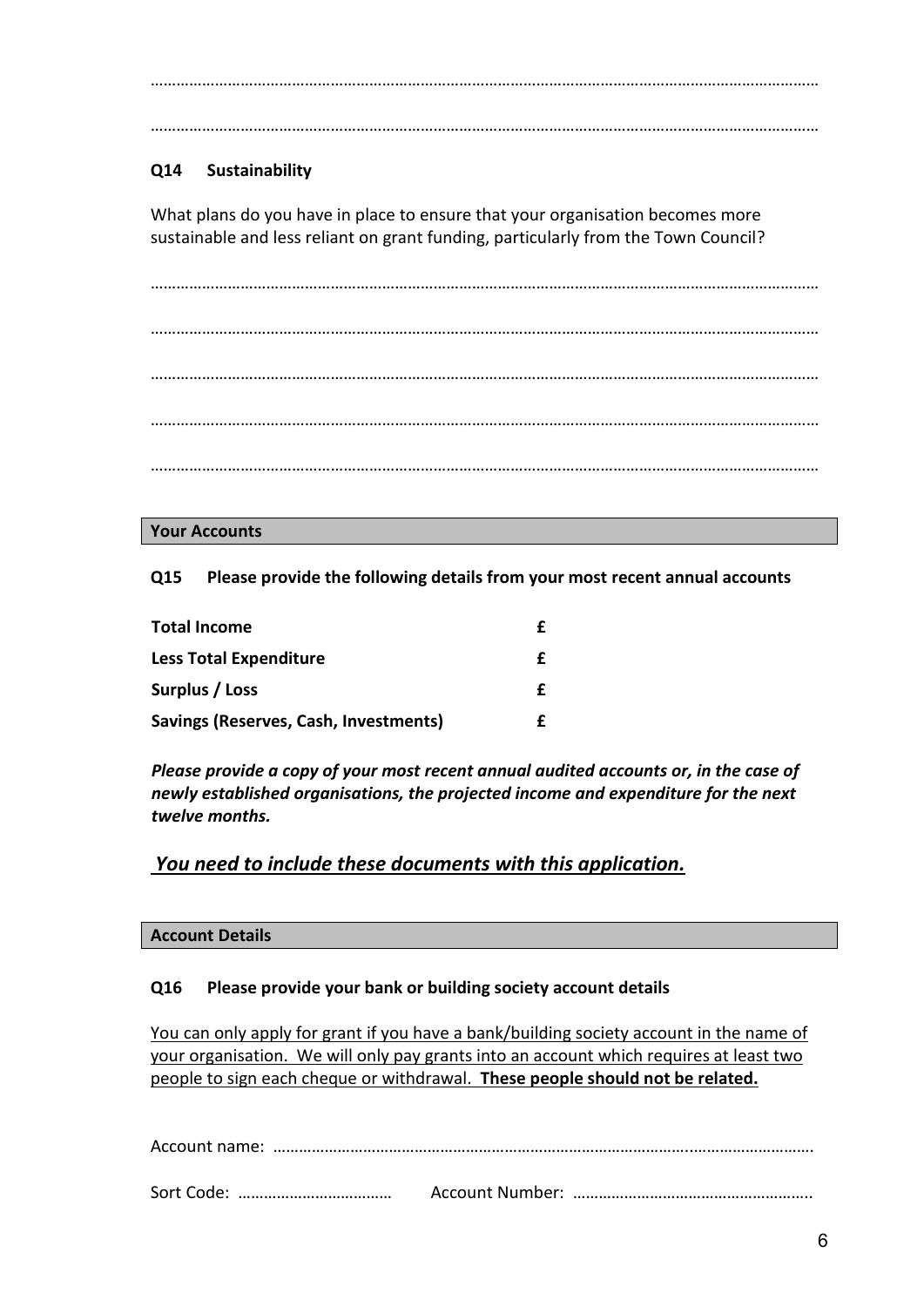……………………………………………………………………………………………………………………………………………

……………………………………………………………………………………………………………………………………………

**Q14 Sustainability**

What plans do you have in place to ensure that your organisation becomes more sustainable and less reliant on grant funding, particularly from the Town Council?

……………………………………………………………………………………………………………………………………………

……………………………………………………………………………………………………………………………………………

……………………………………………………………………………………………………………………………………………

……………………………………………………………………………………………………………………………………………

……………………………………………………………………………………………………………………………………………

## Your Accounts

**Q15 Please provide the following details from your most recent annual accounts**

| | |
|---|---|
| **Total Income** | **£** |
| **Less Total Expenditure** | **£** |
| **Surplus / Loss** | **£** |
| **Savings (Reserves, Cash, Investments)** | **£** |

***Please provide a copy of your most recent annual audited accounts or, in the case of newly established organisations, the projected income and expenditure for the next twelve months.***

***<u>You need to include these documents with this application.</u>***

## Account Details

**Q16 Please provide your bank or building society account details**

<u>You can only apply for grant if you have a bank/building society account in the name of your organisation. We will only pay grants into an account which requires at least two people to sign each cheque or withdrawal. **These people should not be related.**</u>

Account name: ……………………………………………………………………………………………………………….

Sort Code: ……………………………… Account Number: ……………………………………………….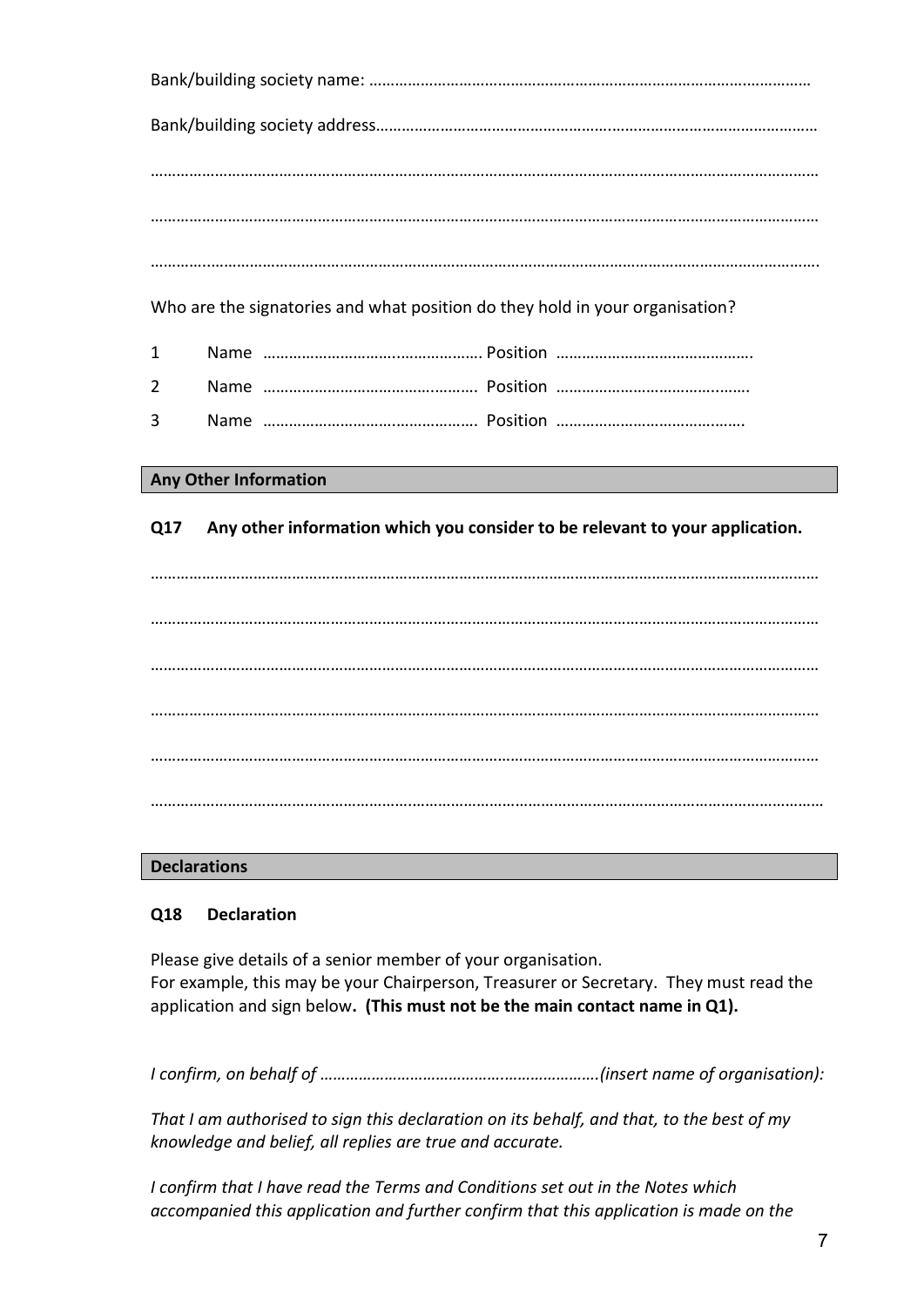Bank/building society name: ……………………………………………………………………………………………

Bank/building society address…………………………………………………………………………………………

……………………………………………………………………………………………………………………………………

……………………………………………………………………………………………………………………………………

……………………………………………………………………………………………………………………………………

Who are the signatories and what position do they hold in your organisation?

1 Name …………………………………………… Position ………………………………………

2 Name …………………………………………… Position ………………………………………

3 Name …………………………………………… Position ………………………………………

## Any Other Information

**Q17 Any other information which you consider to be relevant to your application.**

……………………………………………………………………………………………………………………………………

……………………………………………………………………………………………………………………………………

……………………………………………………………………………………………………………………………………

……………………………………………………………………………………………………………………………………

……………………………………………………………………………………………………………………………………

……………………………………………………………………………………………………………………………………

## Declarations

**Q18 Declaration**

Please give details of a senior member of your organisation.
For example, this may be your Chairperson, Treasurer or Secretary. They must read the application and sign below**. (This must not be the main contact name in Q1).**

*I confirm, on behalf of ……………………………………………………….(insert name of organisation):*

*That I am authorised to sign this declaration on its behalf, and that, to the best of my knowledge and belief, all replies are true and accurate.*

*I confirm that I have read the Terms and Conditions set out in the Notes which accompanied this application and further confirm that this application is made on the*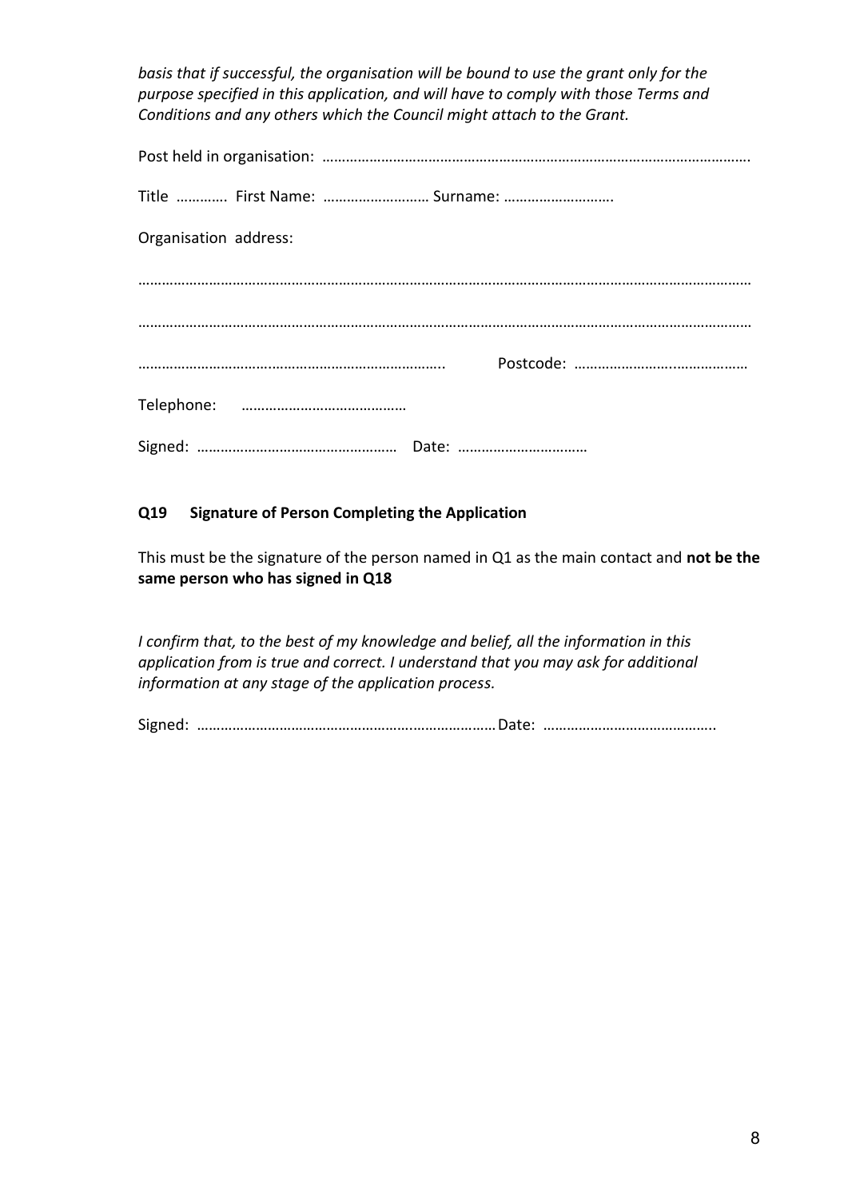*basis that if successful, the organisation will be bound to use the grant only for the purpose specified in this application, and will have to comply with those Terms and Conditions and any others which the Council might attach to the Grant.*

Post held in organisation: ……………………………………………………………………………………………….

Title …………. First Name: ……………………… Surname: ……………………….

Organisation address:

………………………………………………………………………………………………………………………………………

………………………………………………………………………………………………………………………………………

………………………………………………………………….. Postcode: ……………………..………………

Telephone: ……………………………………

Signed: …………………………………………… Date: ……………………………

**Q19 Signature of Person Completing the Application**

This must be the signature of the person named in Q1 as the main contact and **not be the same person who has signed in Q18**

*I confirm that, to the best of my knowledge and belief, all the information in this application from is true and correct. I understand that you may ask for additional information at any stage of the application process.*

Signed: ………………………………………………….………………Date: ……………………………………..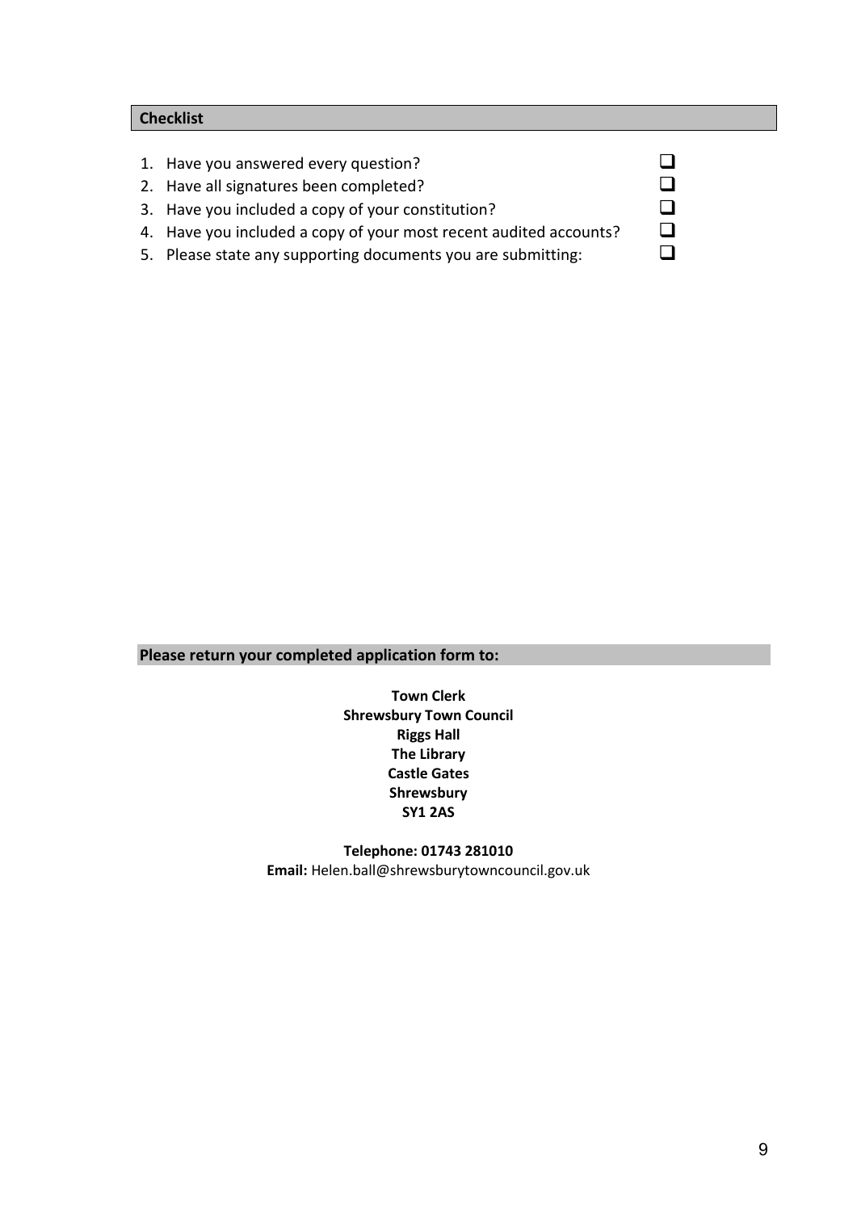## Checklist

1. Have you answered every question? ☐
2. Have all signatures been completed? ☐
3. Have you included a copy of your constitution? ☐
4. Have you included a copy of your most recent audited accounts? ☐
5. Please state any supporting documents you are submitting: ☐

## Please return your completed application form to:

**Town Clerk**
**Shrewsbury Town Council**
**Riggs Hall**
**The Library**
**Castle Gates**
**Shrewsbury**
**SY1 2AS**

**Telephone: 01743 281010**
**Email:** Helen.ball@shrewsburytowncouncil.gov.uk